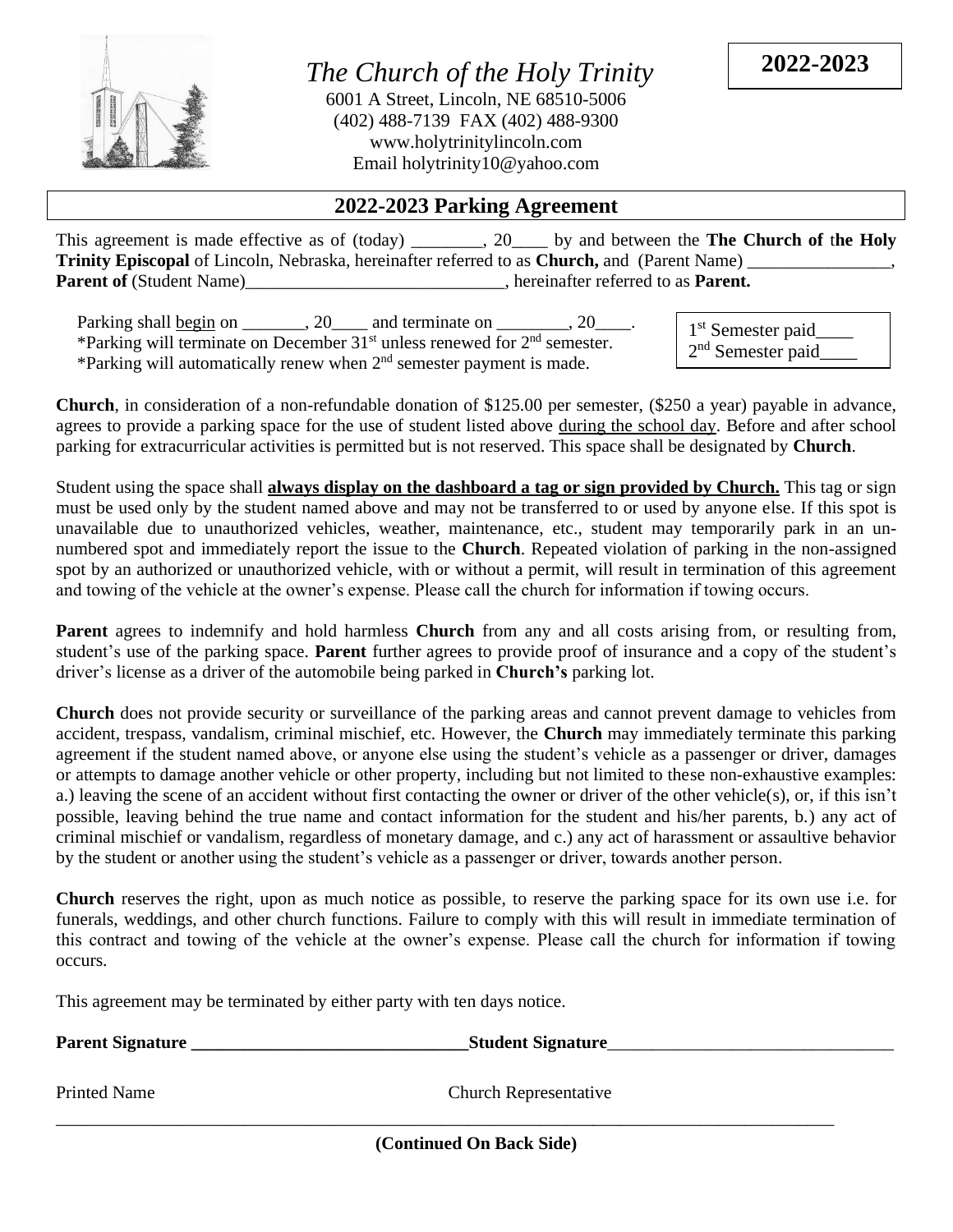# *The Church of the Holy Trinity*

6001 A Street, Lincoln, NE 68510-5006
(402) 488-7139 FAX (402) 488-9300
www.holytrinitylincoln.com
Email holytrinity10@yahoo.com

**2022-2023**

## 2022-2023 Parking Agreement

This agreement is made effective as of (today) ________, 20____ by and between the **The Church of the Holy Trinity Episcopal** of Lincoln, Nebraska, hereinafter referred to as **Church,** and (Parent Name) ________________, **Parent of** (Student Name)_____________________________, hereinafter referred to as **Parent.**

Parking shall begin on _______, 20____ and terminate on ________, 20____.
*Parking will terminate on December 31st unless renewed for 2nd semester.
*Parking will automatically renew when 2nd semester payment is made.

1st Semester paid____
2nd Semester paid____

**Church**, in consideration of a non-refundable donation of $125.00 per semester, ($250 a year) payable in advance, agrees to provide a parking space for the use of student listed above during the school day. Before and after school parking for extracurricular activities is permitted but is not reserved. This space shall be designated by **Church**.

Student using the space shall **always display on the dashboard a tag or sign provided by Church.** This tag or sign must be used only by the student named above and may not be transferred to or used by anyone else. If this spot is unavailable due to unauthorized vehicles, weather, maintenance, etc., student may temporarily park in an un-numbered spot and immediately report the issue to the **Church**. Repeated violation of parking in the non-assigned spot by an authorized or unauthorized vehicle, with or without a permit, will result in termination of this agreement and towing of the vehicle at the owner's expense. Please call the church for information if towing occurs.

**Parent** agrees to indemnify and hold harmless **Church** from any and all costs arising from, or resulting from, student's use of the parking space. **Parent** further agrees to provide proof of insurance and a copy of the student's driver's license as a driver of the automobile being parked in **Church's** parking lot.

**Church** does not provide security or surveillance of the parking areas and cannot prevent damage to vehicles from accident, trespass, vandalism, criminal mischief, etc. However, the **Church** may immediately terminate this parking agreement if the student named above, or anyone else using the student's vehicle as a passenger or driver, damages or attempts to damage another vehicle or other property, including but not limited to these non-exhaustive examples: a.) leaving the scene of an accident without first contacting the owner or driver of the other vehicle(s), or, if this isn't possible, leaving behind the true name and contact information for the student and his/her parents, b.) any act of criminal mischief or vandalism, regardless of monetary damage, and c.) any act of harassment or assaultive behavior by the student or another using the student's vehicle as a passenger or driver, towards another person.

**Church** reserves the right, upon as much notice as possible, to reserve the parking space for its own use i.e. for funerals, weddings, and other church functions. Failure to comply with this will result in immediate termination of this contract and towing of the vehicle at the owner's expense. Please call the church for information if towing occurs.

This agreement may be terminated by either party with ten days notice.

**Parent Signature** ______________________________ **Student Signature**______________________________

Printed Name                                                Church Representative

___________________________________________________________________________

**(Continued On Back Side)**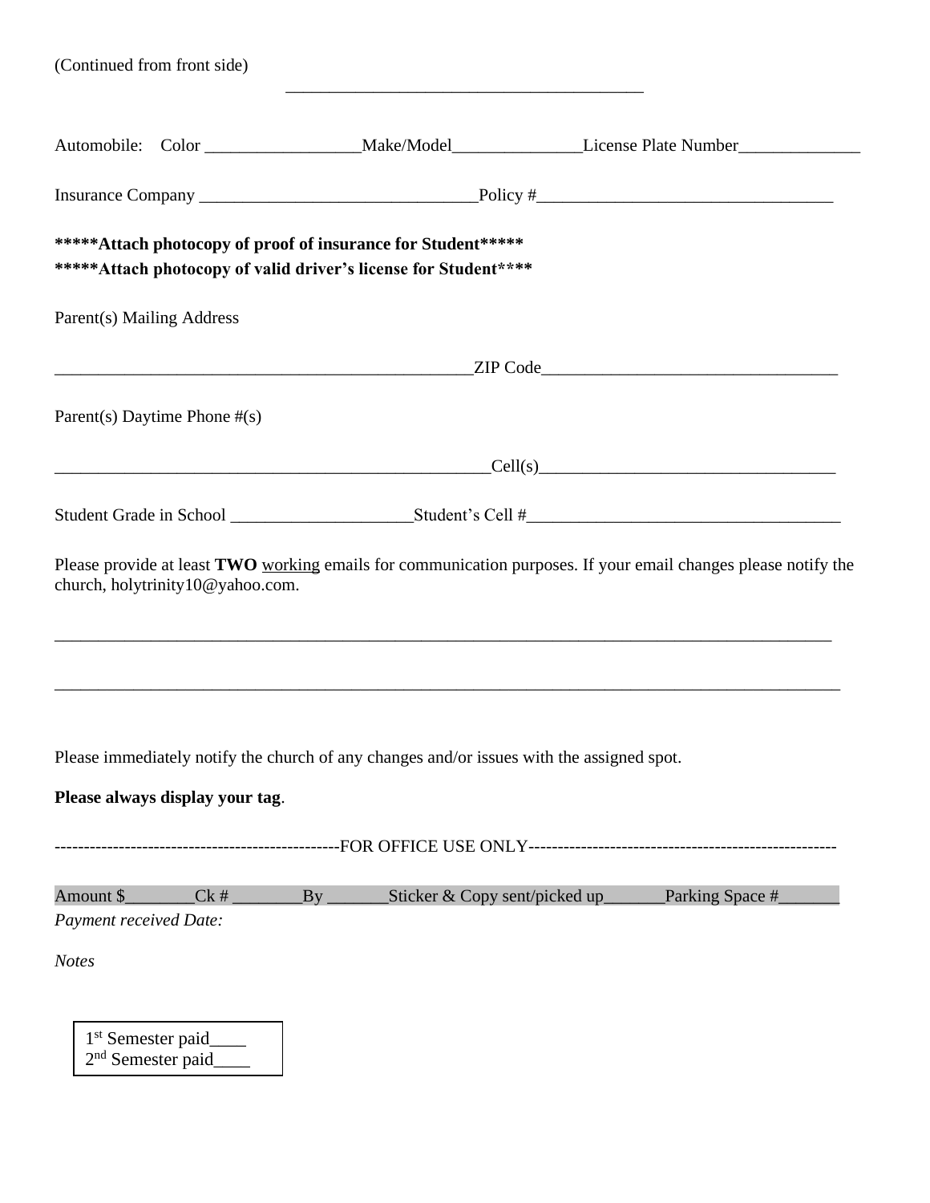(Continued from front side)

\_\_\_\_\_\_\_\_\_\_\_\_\_\_\_\_\_\_\_\_\_\_\_\_\_\_\_\_\_\_\_\_\_\_\_\_\_\_\_\_\_\_

Automobile: Color \_\_\_\_\_\_\_\_\_\_\_\_\_\_\_\_\_\_Make/Model\_\_\_\_\_\_\_\_\_\_\_\_\_\_\_License Plate Number\_\_\_\_\_\_\_\_\_\_\_\_\_\_

Insurance Company \_\_\_\_\_\_\_\_\_\_\_\_\_\_\_\_\_\_\_\_\_\_\_\_\_\_\_\_\_\_\_\_Policy #\_\_\_\_\_\_\_\_\_\_\_\_\_\_\_\_\_\_\_\_\_\_\_\_\_\_\_\_\_\_\_\_\_\_

**\*\*\*\*\*Attach photocopy of proof of insurance for Student\*\*\*\*\***

**\*\*\*\*\*Attach photocopy of valid driver's license for Student\*\*\*\***

Parent(s) Mailing Address

\_\_\_\_\_\_\_\_\_\_\_\_\_\_\_\_\_\_\_\_\_\_\_\_\_\_\_\_\_\_\_\_\_\_\_\_\_\_\_\_\_\_\_\_\_\_\_\_ZIP Code\_\_\_\_\_\_\_\_\_\_\_\_\_\_\_\_\_\_\_\_\_\_\_\_\_\_\_\_\_\_\_\_\_\_

Parent(s) Daytime Phone #(s)

\_\_\_\_\_\_\_\_\_\_\_\_\_\_\_\_\_\_\_\_\_\_\_\_\_\_\_\_\_\_\_\_\_\_\_\_\_\_\_\_\_\_\_\_\_\_\_\_\_\_Cell(s)\_\_\_\_\_\_\_\_\_\_\_\_\_\_\_\_\_\_\_\_\_\_\_\_\_\_\_\_\_\_\_\_\_\_

Student Grade in School \_\_\_\_\_\_\_\_\_\_\_\_\_\_\_\_\_\_\_\_\_Student's Cell #\_\_\_\_\_\_\_\_\_\_\_\_\_\_\_\_\_\_\_\_\_\_\_\_\_\_\_\_\_\_\_\_\_\_\_\_

Please provide at least **TWO** <u>working</u> emails for communication purposes. If your email changes please notify the church, holytrinity10@yahoo.com.

\_\_\_\_\_\_\_\_\_\_\_\_\_\_\_\_\_\_\_\_\_\_\_\_\_\_\_\_\_\_\_\_\_\_\_\_\_\_\_\_\_\_\_\_\_\_\_\_\_\_\_\_\_\_\_\_\_\_\_\_\_\_\_\_\_\_\_\_\_\_\_\_\_\_\_\_\_\_\_\_\_\_\_\_\_\_\_\_\_\_\_\_\_

\_\_\_\_\_\_\_\_\_\_\_\_\_\_\_\_\_\_\_\_\_\_\_\_\_\_\_\_\_\_\_\_\_\_\_\_\_\_\_\_\_\_\_\_\_\_\_\_\_\_\_\_\_\_\_\_\_\_\_\_\_\_\_\_\_\_\_\_\_\_\_\_\_\_\_\_\_\_\_\_\_\_\_\_\_\_\_\_\_\_\_\_\_

Please immediately notify the church of any changes and/or issues with the assigned spot.

**Please always display your tag**.

------------------------------------------------FOR OFFICE USE ONLY----------------------------------------------------

Amount $\_\_\_\_\_\_\_\_Ck # \_\_\_\_\_\_\_\_By \_\_\_\_\_\_\_Sticker & Copy sent/picked up\_\_\_\_\_\_\_Parking Space #\_\_\_\_\_\_\_

*Payment received Date:*

*Notes*

1st Semester paid\_\_\_\_
2nd Semester paid\_\_\_\_